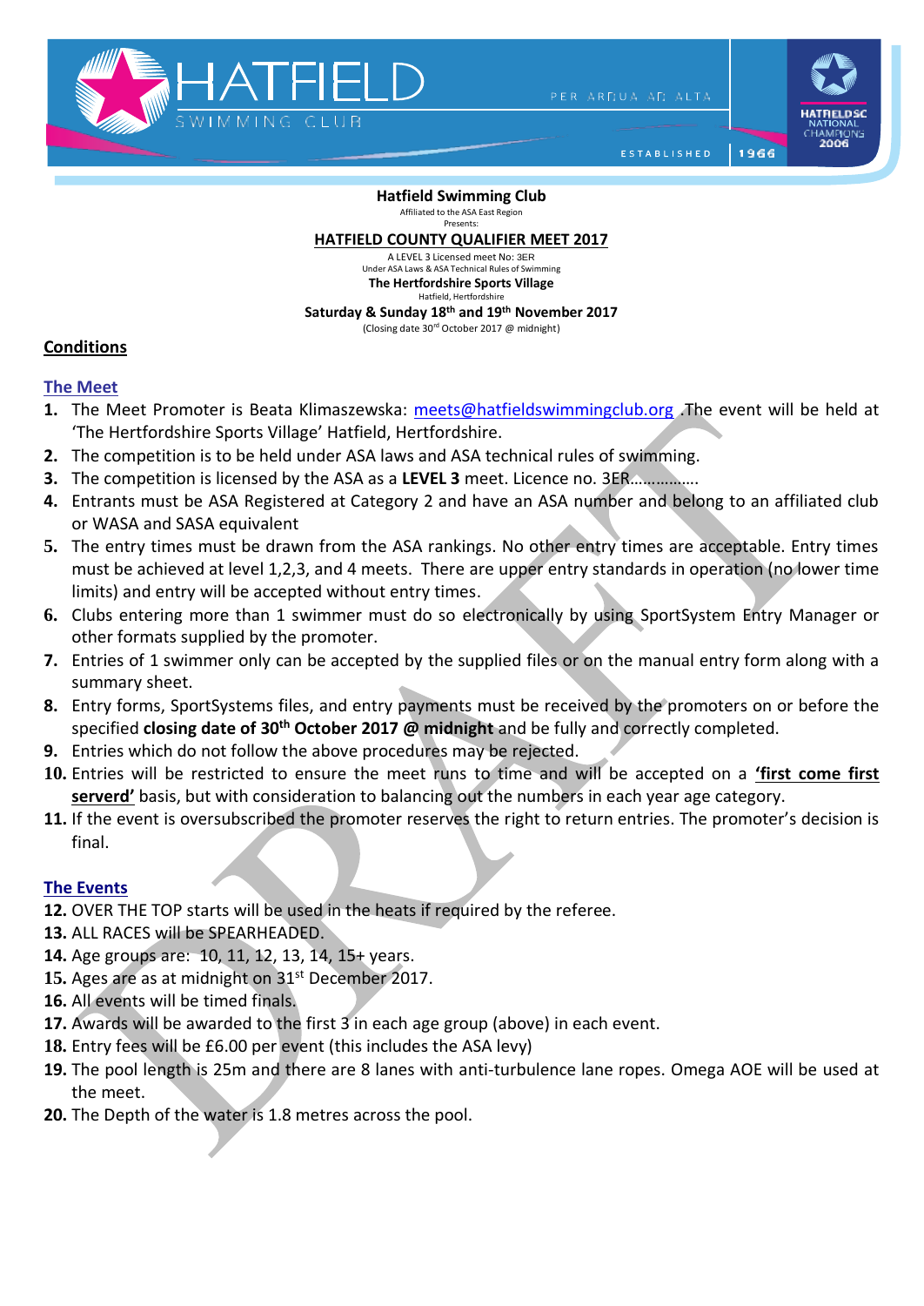HATFIELD SWIMMING CLUB

PER ARDUA AD ALTA

ESTABLISHED 1966

HATFIELD SC NATIONAL CHAMPIONS 2006

**Hatfield Swimming Club**

Affiliated to the ASA East Region

Presents:

**HATFIELD COUNTY QUALIFIER MEET 2017**

A LEVEL 3 Licensed meet No: 3ER

Under ASA Laws & ASA Technical Rules of Swimming

**The Hertfordshire Sports Village**

Hatfield, Hertfordshire

**Saturday & Sunday 18th and 19th November 2017**

(Closing date 30rd October 2017 @ midnight)

## Conditions

### The Meet

1. The Meet Promoter is Beata Klimaszewska: meets@hatfieldswimmingclub.org .The event will be held at 'The Hertfordshire Sports Village' Hatfield, Hertfordshire.
2. The competition is to be held under ASA laws and ASA technical rules of swimming.
3. The competition is licensed by the ASA as a **LEVEL 3** meet. Licence no. 3ER…………….
4. Entrants must be ASA Registered at Category 2 and have an ASA number and belong to an affiliated club or WASA and SASA equivalent
5. The entry times must be drawn from the ASA rankings. No other entry times are acceptable. Entry times must be achieved at level 1,2,3, and 4 meets. There are upper entry standards in operation (no lower time limits) and entry will be accepted without entry times.
6. Clubs entering more than 1 swimmer must do so electronically by using SportSystem Entry Manager or other formats supplied by the promoter.
7. Entries of 1 swimmer only can be accepted by the supplied files or on the manual entry form along with a summary sheet.
8. Entry forms, SportSystems files, and entry payments must be received by the promoters on or before the specified **closing date of 30th October 2017 @ midnight** and be fully and correctly completed.
9. Entries which do not follow the above procedures may be rejected.
10. Entries will be restricted to ensure the meet runs to time and will be accepted on a **'first come first serverd'** basis, but with consideration to balancing out the numbers in each year age category.
11. If the event is oversubscribed the promoter reserves the right to return entries. The promoter's decision is final.

### The Events

12. OVER THE TOP starts will be used in the heats if required by the referee.
13. ALL RACES will be SPEARHEADED.
14. Age groups are: 10, 11, 12, 13, 14, 15+ years.
15. Ages are as at midnight on 31st December 2017.
16. All events will be timed finals.
17. Awards will be awarded to the first 3 in each age group (above) in each event.
18. Entry fees will be £6.00 per event (this includes the ASA levy)
19. The pool length is 25m and there are 8 lanes with anti-turbulence lane ropes. Omega AOE will be used at the meet.
20. The Depth of the water is 1.8 metres across the pool.

DRAFT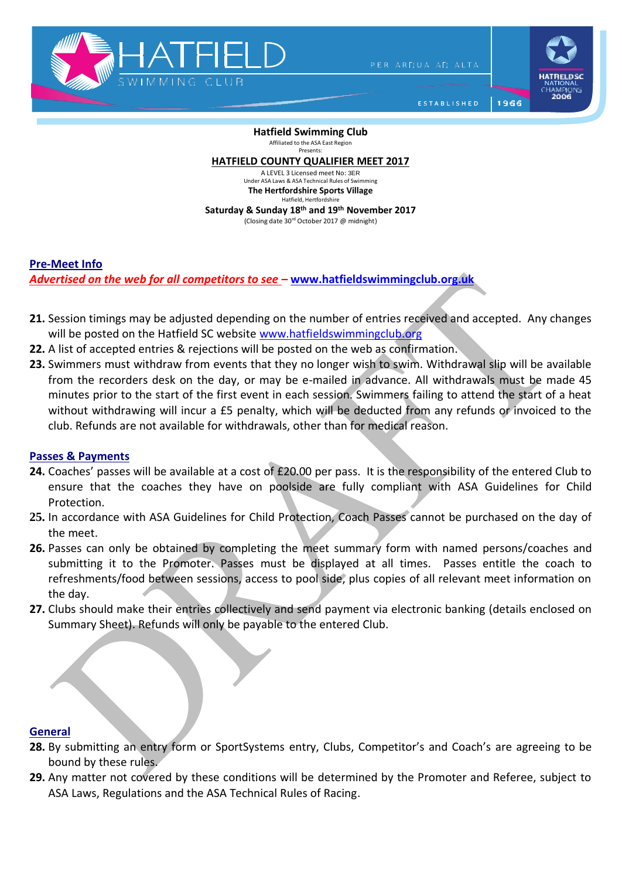**Hatfield Swimming Club**

Affiliated to the ASA East Region

Presents:

**HATFIELD COUNTY QUALIFIER MEET 2017**

A LEVEL 3 Licensed meet No: 3ER

Under ASA Laws & ASA Technical Rules of Swimming

**The Hertfordshire Sports Village**

Hatfield, Hertfordshire

**Saturday & Sunday 18th and 19th November 2017**

(Closing date 30rd October 2017 @ midnight)

## Pre-Meet Info

***Advertised on the web for all competitors to see* – www.hatfieldswimmingclub.org.uk**

**21.** Session timings may be adjusted depending on the number of entries received and accepted. Any changes will be posted on the Hatfield SC website www.hatfieldswimmingclub.org

**22.** A list of accepted entries & rejections will be posted on the web as confirmation.

**23.** Swimmers must withdraw from events that they no longer wish to swim. Withdrawal slip will be available from the recorders desk on the day, or may be e-mailed in advance. All withdrawals must be made 45 minutes prior to the start of the first event in each session. Swimmers failing to attend the start of a heat without withdrawing will incur a £5 penalty, which will be deducted from any refunds or invoiced to the club. Refunds are not available for withdrawals, other than for medical reason.

## Passes & Payments

**24.** Coaches' passes will be available at a cost of £20.00 per pass. It is the responsibility of the entered Club to ensure that the coaches they have on poolside are fully compliant with ASA Guidelines for Child Protection.

**25.** In accordance with ASA Guidelines for Child Protection, Coach Passes cannot be purchased on the day of the meet.

**26.** Passes can only be obtained by completing the meet summary form with named persons/coaches and submitting it to the Promoter. Passes must be displayed at all times. Passes entitle the coach to refreshments/food between sessions, access to pool side, plus copies of all relevant meet information on the day.

**27.** Clubs should make their entries collectively and send payment via electronic banking (details enclosed on Summary Sheet). Refunds will only be payable to the entered Club.

## General

**28.** By submitting an entry form or SportSystems entry, Clubs, Competitor's and Coach's are agreeing to be bound by these rules.

**29.** Any matter not covered by these conditions will be determined by the Promoter and Referee, subject to ASA Laws, Regulations and the ASA Technical Rules of Racing.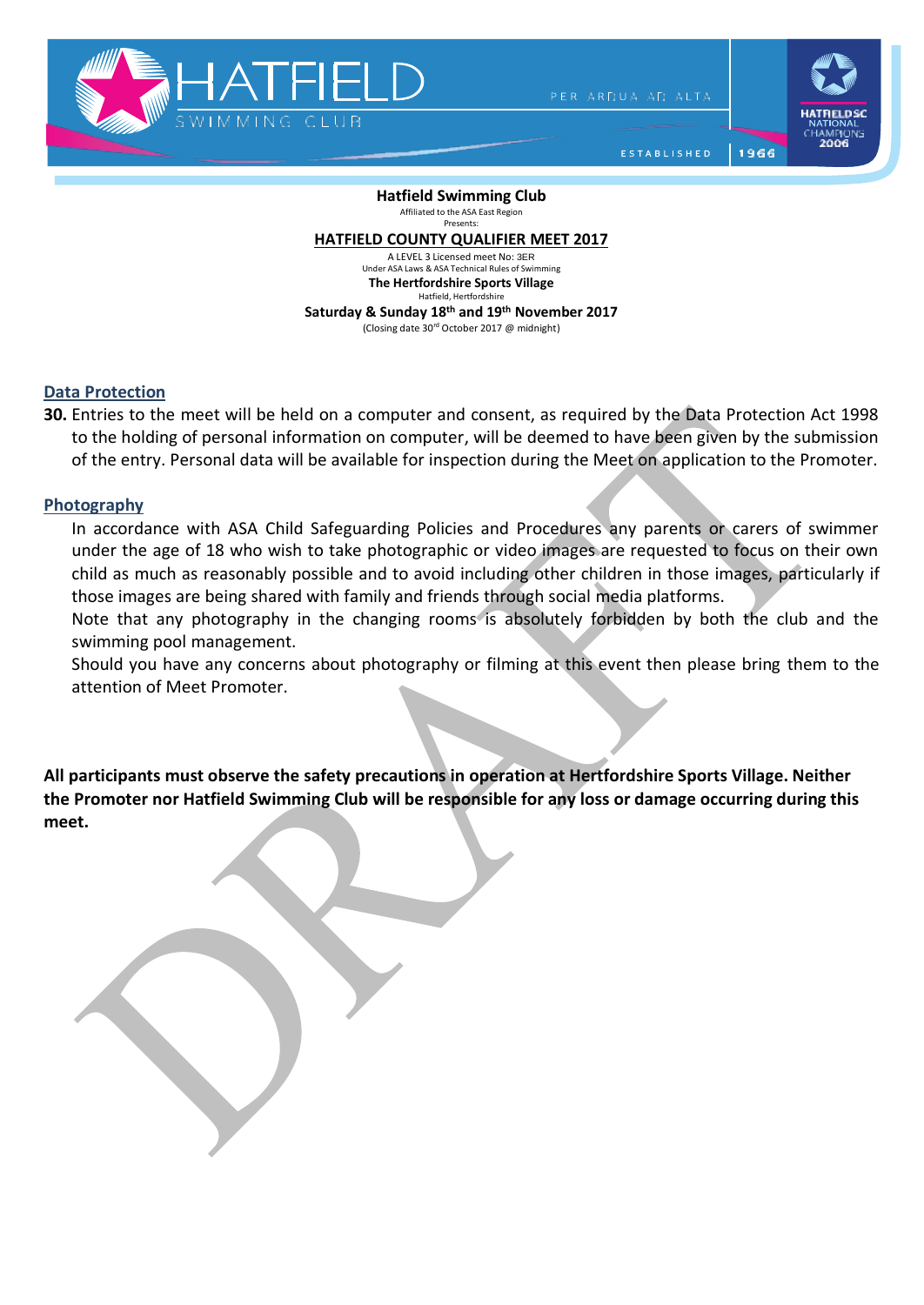**Hatfield Swimming Club**

Affiliated to the ASA East Region

Presents:

**HATFIELD COUNTY QUALIFIER MEET 2017**

A LEVEL 3 Licensed meet No: 3ER

Under ASA Laws & ASA Technical Rules of Swimming

**The Hertfordshire Sports Village**

Hatfield, Hertfordshire

**Saturday & Sunday 18th and 19th November 2017**

(Closing date 30rd October 2017 @ midnight)

## Data Protection

**30.** Entries to the meet will be held on a computer and consent, as required by the Data Protection Act 1998 to the holding of personal information on computer, will be deemed to have been given by the submission of the entry. Personal data will be available for inspection during the Meet on application to the Promoter.

## Photography

In accordance with ASA Child Safeguarding Policies and Procedures any parents or carers of swimmer under the age of 18 who wish to take photographic or video images are requested to focus on their own child as much as reasonably possible and to avoid including other children in those images, particularly if those images are being shared with family and friends through social media platforms.

Note that any photography in the changing rooms is absolutely forbidden by both the club and the swimming pool management.

Should you have any concerns about photography or filming at this event then please bring them to the attention of Meet Promoter.

**All participants must observe the safety precautions in operation at Hertfordshire Sports Village. Neither the Promoter nor Hatfield Swimming Club will be responsible for any loss or damage occurring during this meet.**